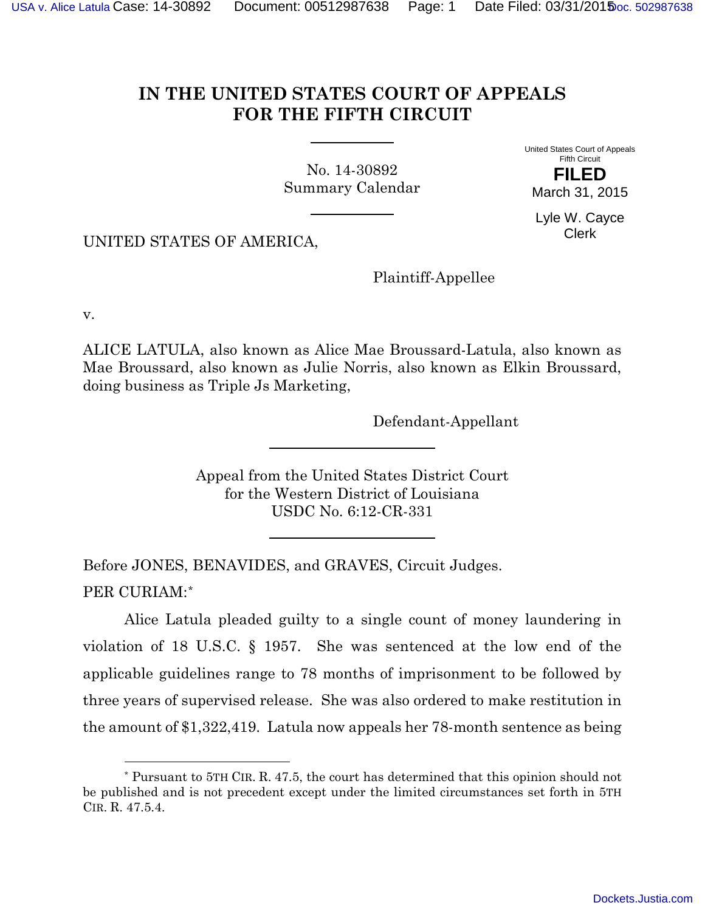# IN THE UNITED STATES COURT OF APPEALS FOR THE FIFTH CIRCUIT

No. 14-30892
Summary Calendar

United States Court of Appeals
Fifth Circuit

**FILED**

March 31, 2015

Lyle W. Cayce
Clerk

UNITED STATES OF AMERICA,

Plaintiff-Appellee

v.

ALICE LATULA, also known as Alice Mae Broussard-Latula, also known as Mae Broussard, also known as Julie Norris, also known as Elkin Broussard, doing business as Triple Js Marketing,

Defendant-Appellant

Appeal from the United States District Court
for the Western District of Louisiana
USDC No. 6:12-CR-331

Before JONES, BENAVIDES, and GRAVES, Circuit Judges.

PER CURIAM:*

Alice Latula pleaded guilty to a single count of money laundering in violation of 18 U.S.C. § 1957. She was sentenced at the low end of the applicable guidelines range to 78 months of imprisonment to be followed by three years of supervised release. She was also ordered to make restitution in the amount of $1,322,419. Latula now appeals her 78-month sentence as being

---

* Pursuant to 5TH CIR. R. 47.5, the court has determined that this opinion should not be published and is not precedent except under the limited circumstances set forth in 5TH CIR. R. 47.5.4.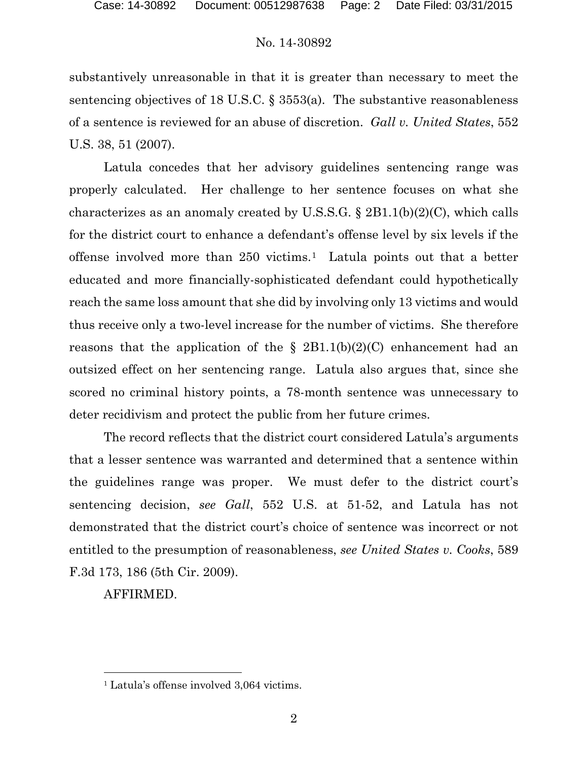substantively unreasonable in that it is greater than necessary to meet the sentencing objectives of 18 U.S.C. § 3553(a). The substantive reasonableness of a sentence is reviewed for an abuse of discretion. *Gall v. United States*, 552 U.S. 38, 51 (2007).

Latula concedes that her advisory guidelines sentencing range was properly calculated. Her challenge to her sentence focuses on what she characterizes as an anomaly created by U.S.S.G. § 2B1.1(b)(2)(C), which calls for the district court to enhance a defendant's offense level by six levels if the offense involved more than 250 victims.[1] Latula points out that a better educated and more financially-sophisticated defendant could hypothetically reach the same loss amount that she did by involving only 13 victims and would thus receive only a two-level increase for the number of victims. She therefore reasons that the application of the § 2B1.1(b)(2)(C) enhancement had an outsized effect on her sentencing range. Latula also argues that, since she scored no criminal history points, a 78-month sentence was unnecessary to deter recidivism and protect the public from her future crimes.

The record reflects that the district court considered Latula's arguments that a lesser sentence was warranted and determined that a sentence within the guidelines range was proper. We must defer to the district court's sentencing decision, *see Gall*, 552 U.S. at 51-52, and Latula has not demonstrated that the district court's choice of sentence was incorrect or not entitled to the presumption of reasonableness, *see United States v. Cooks*, 589 F.3d 173, 186 (5th Cir. 2009).

AFFIRMED.

---

[1] Latula's offense involved 3,064 victims.